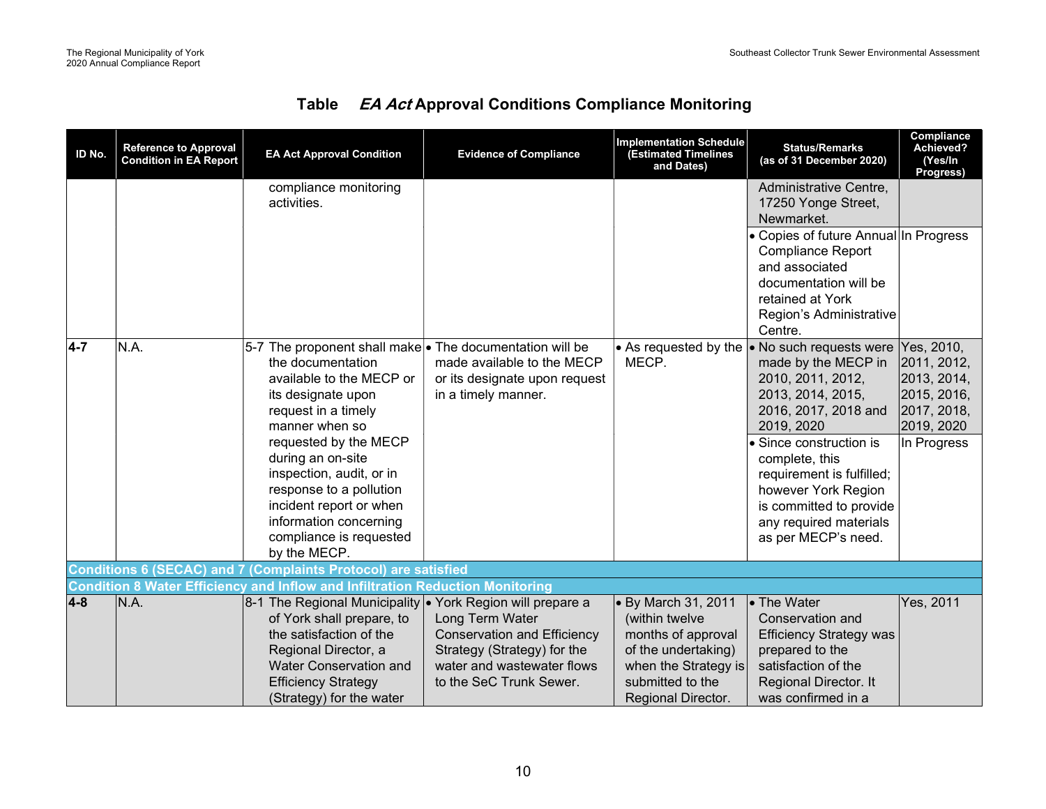## Table *EA Act* Approval Conditions Compliance Monitoring

| ID No. | Reference to Approval Condition in EA Report | EA Act Approval Condition | Evidence of Compliance | Implementation Schedule (Estimated Timelines and Dates) | Status/Remarks (as of 31 December 2020) | Compliance Achieved? (Yes/In Progress) |
|---|---|---|---|---|---|---|
| | | compliance monitoring activities. | | | Administrative Centre, 17250 Yonge Street, Newmarket. | |
| | | | | | • Copies of future Annual Compliance Report and associated documentation will be retained at York Region's Administrative Centre. | In Progress |
| **4-7** | N.A. | 5-7 The proponent shall make the documentation available to the MECP or its designate upon request in a timely manner when so requested by the MECP during an on-site inspection, audit, or in response to a pollution incident report or when information concerning compliance is requested by the MECP. | • The documentation will be made available to the MECP or its designate upon request in a timely manner. | • As requested by the MECP. | • No such requests were made by the MECP in 2010, 2011, 2012, 2013, 2014, 2015, 2016, 2017, 2018 and 2019, 2020 | Yes, 2010, 2011, 2012, 2013, 2014, 2015, 2016, 2017, 2018, 2019, 2020 |
| | | | | | • Since construction is complete, this requirement is fulfilled; however York Region is committed to provide any required materials as per MECP's need. | In Progress |
| **Conditions 6 (SECAC) and 7 (Complaints Protocol) are satisfied** | | | | | | |
| **Condition 8 Water Efficiency and Inflow and Infiltration Reduction Monitoring** | | | | | | |
| **4-8** | N.A. | 8-1 The Regional Municipality of York shall prepare, to the satisfaction of the Regional Director, a Water Conservation and Efficiency Strategy (Strategy) for the water | • York Region will prepare a Long Term Water Conservation and Efficiency Strategy (Strategy) for the water and wastewater flows to the SeC Trunk Sewer. | • By March 31, 2011 (within twelve months of approval of the undertaking) when the Strategy is submitted to the Regional Director. | • The Water Conservation and Efficiency Strategy was prepared to the satisfaction of the Regional Director. It was confirmed in a | Yes, 2011 |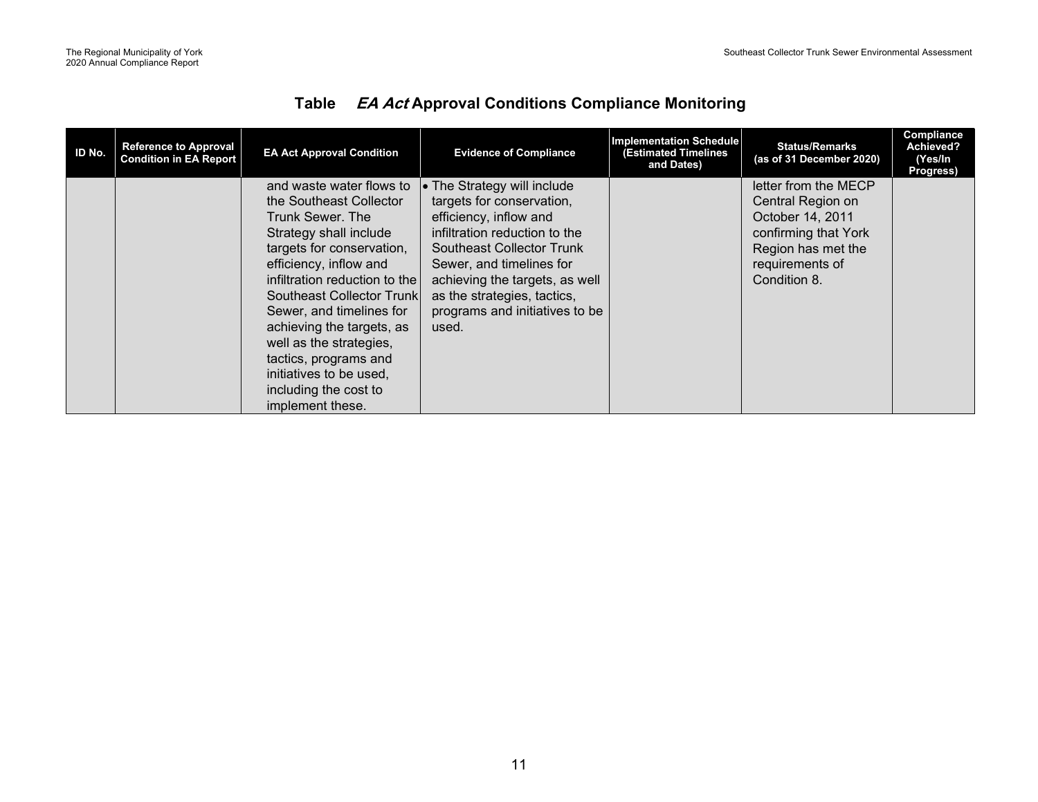## Table *EA Act* Approval Conditions Compliance Monitoring

| ID No. | Reference to Approval Condition in EA Report | EA Act Approval Condition | Evidence of Compliance | Implementation Schedule (Estimated Timelines and Dates) | Status/Remarks (as of 31 December 2020) | Compliance Achieved? (Yes/In Progress) |
|---|---|---|---|---|---|---|
| | | and waste water flows to the Southeast Collector Trunk Sewer. The Strategy shall include targets for conservation, efficiency, inflow and infiltration reduction to the Southeast Collector Trunk Sewer, and timelines for achieving the targets, as well as the strategies, tactics, programs and initiatives to be used, including the cost to implement these. | • The Strategy will include targets for conservation, efficiency, inflow and infiltration reduction to the Southeast Collector Trunk Sewer, and timelines for achieving the targets, as well as the strategies, tactics, programs and initiatives to be used. | | letter from the MECP Central Region on October 14, 2011 confirming that York Region has met the requirements of Condition 8. | |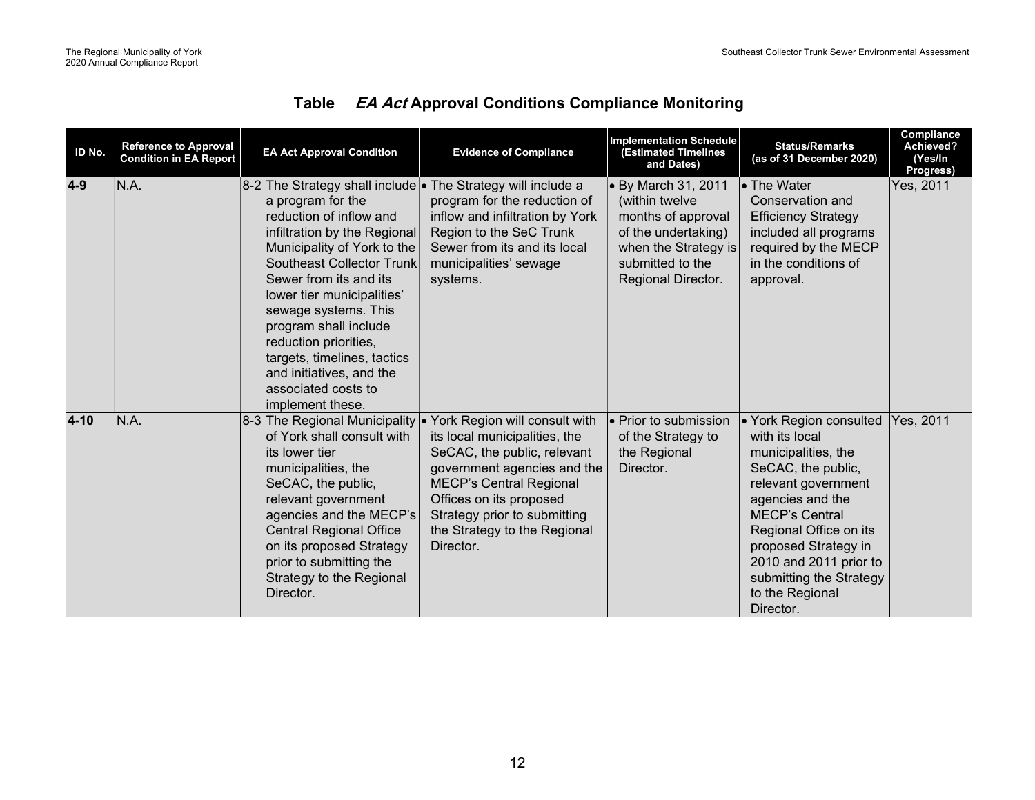## Table *EA Act* Approval Conditions Compliance Monitoring

| ID No. | Reference to Approval Condition in EA Report | EA Act Approval Condition | Evidence of Compliance | Implementation Schedule (Estimated Timelines and Dates) | Status/Remarks (as of 31 December 2020) | Compliance Achieved? (Yes/In Progress) |
|---|---|---|---|---|---|---|
| **4-9** | N.A. | 8-2 The Strategy shall include a program for the reduction of inflow and infiltration by the Regional Municipality of York to the Southeast Collector Trunk Sewer from its and its lower tier municipalities' sewage systems. This program shall include reduction priorities, targets, timelines, tactics and initiatives, and the associated costs to implement these. | • The Strategy will include a program for the reduction of inflow and infiltration by York Region to the SeC Trunk Sewer from its and its local municipalities' sewage systems. | • By March 31, 2011 (within twelve months of approval of the undertaking) when the Strategy is submitted to the Regional Director. | • The Water Conservation and Efficiency Strategy included all programs required by the MECP in the conditions of approval. | Yes, 2011 |
| **4-10** | N.A. | 8-3 The Regional Municipality of York shall consult with its lower tier municipalities, the SeCAC, the public, relevant government agencies and the MECP's Central Regional Office on its proposed Strategy prior to submitting the Strategy to the Regional Director. | • York Region will consult with its local municipalities, the SeCAC, the public, relevant government agencies and the MECP's Central Regional Offices on its proposed Strategy prior to submitting the Strategy to the Regional Director. | • Prior to submission of the Strategy to the Regional Director. | • York Region consulted with its local municipalities, the SeCAC, the public, relevant government agencies and the MECP's Central Regional Office on its proposed Strategy in 2010 and 2011 prior to submitting the Strategy to the Regional Director. | Yes, 2011 |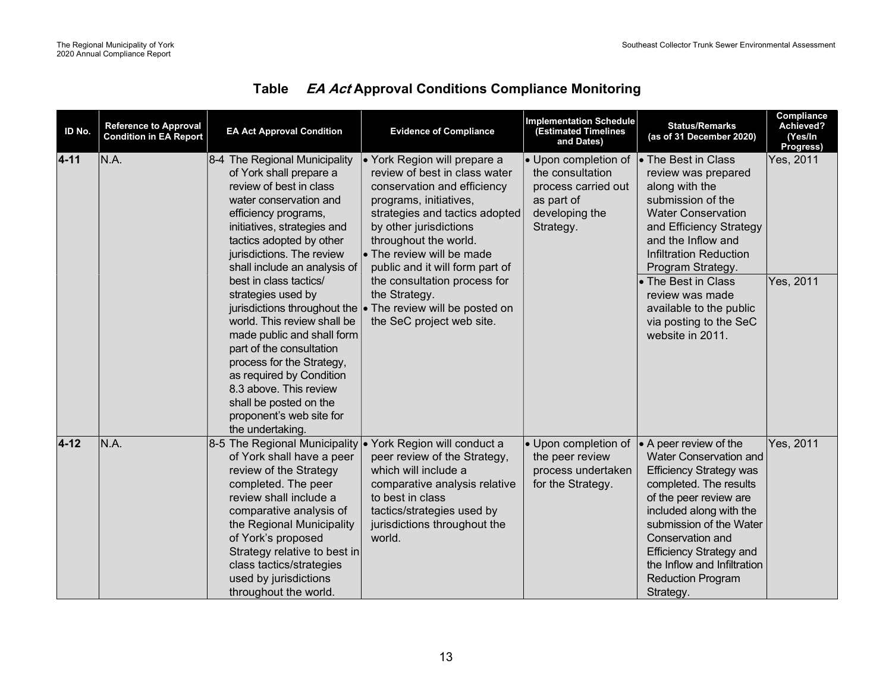## Table *EA Act* Approval Conditions Compliance Monitoring

| ID No. | Reference to Approval Condition in EA Report | EA Act Approval Condition | Evidence of Compliance | Implementation Schedule (Estimated Timelines and Dates) | Status/Remarks (as of 31 December 2020) | Compliance Achieved? (Yes/In Progress) |
|---|---|---|---|---|---|---|
| **4-11** | N.A. | 8-4 The Regional Municipality of York shall prepare a review of best in class water conservation and efficiency programs, initiatives, strategies and tactics adopted by other jurisdictions. The review shall include an analysis of best in class tactics/ strategies used by jurisdictions throughout the world. This review shall be made public and shall form part of the consultation process for the Strategy, as required by Condition 8.3 above. This review shall be posted on the proponent's web site for the undertaking. | • York Region will prepare a review of best in class water conservation and efficiency programs, initiatives, strategies and tactics adopted by other jurisdictions throughout the world.<br>• The review will be made public and it will form part of the consultation process for the Strategy.<br>• The review will be posted on the SeC project web site. | • Upon completion of the consultation process carried out as part of developing the Strategy. | • The Best in Class review was prepared along with the submission of the Water Conservation and Efficiency Strategy and the Inflow and Infiltration Reduction Program Strategy. | Yes, 2011 |
| | | | | | • The Best in Class review was made available to the public via posting to the SeC website in 2011. | Yes, 2011 |
| **4-12** | N.A. | 8-5 The Regional Municipality of York shall have a peer review of the Strategy completed. The peer review shall include a comparative analysis of the Regional Municipality of York's proposed Strategy relative to best in class tactics/strategies used by jurisdictions throughout the world. | • York Region will conduct a peer review of the Strategy, which will include a comparative analysis relative to best in class tactics/strategies used by jurisdictions throughout the world. | • Upon completion of the peer review process undertaken for the Strategy. | • A peer review of the Water Conservation and Efficiency Strategy was completed. The results of the peer review are included along with the submission of the Water Conservation and Efficiency Strategy and the Inflow and Infiltration Reduction Program Strategy. | Yes, 2011 |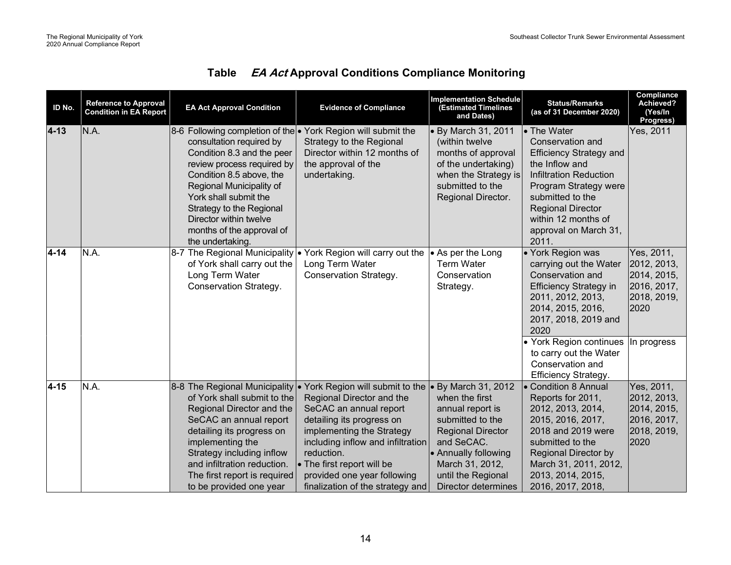## Table *EA Act* Approval Conditions Compliance Monitoring

| ID No. | Reference to Approval Condition in EA Report | EA Act Approval Condition | Evidence of Compliance | Implementation Schedule (Estimated Timelines and Dates) | Status/Remarks (as of 31 December 2020) | Compliance Achieved? (Yes/In Progress) |
|---|---|---|---|---|---|---|
| **4-13** | N.A. | 8-6 Following completion of the consultation required by Condition 8.3 and the peer review process required by Condition 8.5 above, the Regional Municipality of York shall submit the Strategy to the Regional Director within twelve months of the approval of the undertaking. | • York Region will submit the Strategy to the Regional Director within 12 months of the approval of the undertaking. | • By March 31, 2011 (within twelve months of approval of the undertaking) when the Strategy is submitted to the Regional Director. | • The Water Conservation and Efficiency Strategy and the Inflow and Infiltration Reduction Program Strategy were submitted to the Regional Director within 12 months of approval on March 31, 2011. | Yes, 2011 |
| **4-14** | N.A. | 8-7 The Regional Municipality of York shall carry out the Long Term Water Conservation Strategy. | • York Region will carry out the Long Term Water Conservation Strategy. | • As per the Long Term Water Conservation Strategy. | • York Region was carrying out the Water Conservation and Efficiency Strategy in 2011, 2012, 2013, 2014, 2015, 2016, 2017, 2018, 2019 and 2020 | Yes, 2011, 2012, 2013, 2014, 2015, 2016, 2017, 2018, 2019, 2020 |
| | | | | | • York Region continues to carry out the Water Conservation and Efficiency Strategy. | In progress |
| **4-15** | N.A. | 8-8 The Regional Municipality of York shall submit to the Regional Director and the SeCAC an annual report detailing its progress on implementing the Strategy including inflow and infiltration reduction. The first report is required to be provided one year | • York Region will submit to the Regional Director and the SeCAC an annual report detailing its progress on implementing the Strategy including inflow and infiltration reduction.<br>• The first report will be provided one year following finalization of the strategy and | • By March 31, 2012 when the first annual report is submitted to the Regional Director and SeCAC.<br>• Annually following March 31, 2012, until the Regional Director determines | • Condition 8 Annual Reports for 2011, 2012, 2013, 2014, 2015, 2016, 2017, 2018 and 2019 were submitted to the Regional Director by March 31, 2011, 2012, 2013, 2014, 2015, 2016, 2017, 2018, | Yes, 2011, 2012, 2013, 2014, 2015, 2016, 2017, 2018, 2019, 2020 |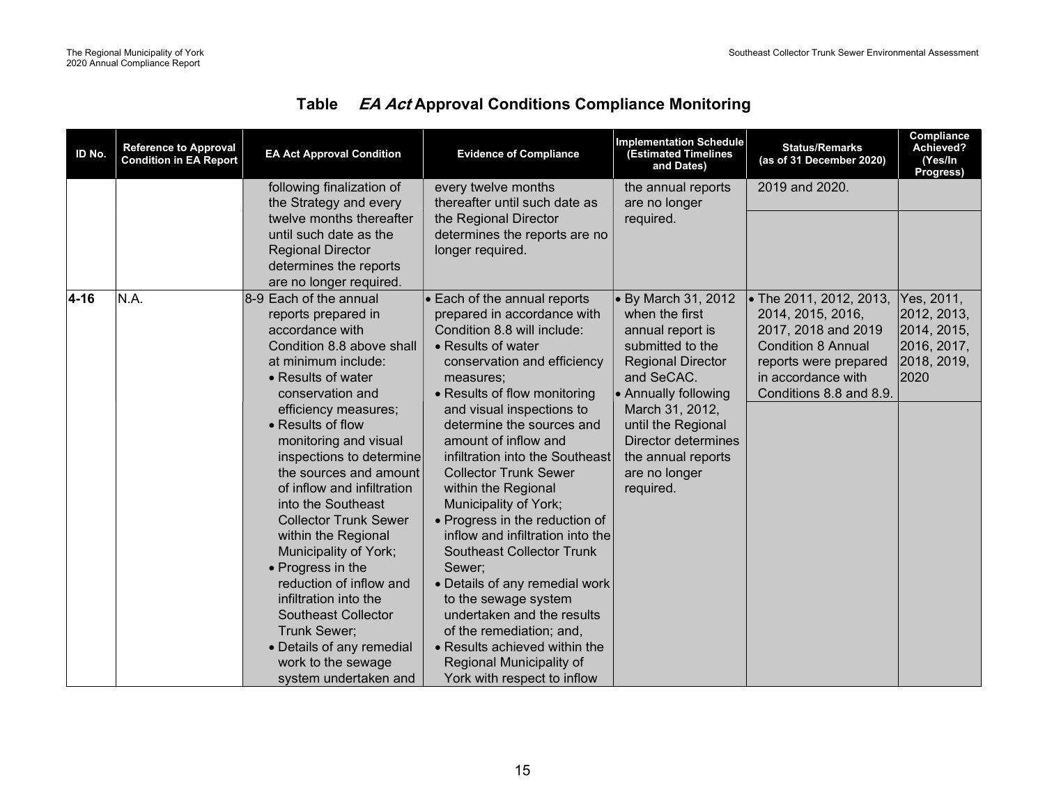## Table *EA Act* Approval Conditions Compliance Monitoring

| ID No. | Reference to Approval Condition in EA Report | EA Act Approval Condition | Evidence of Compliance | Implementation Schedule (Estimated Timelines and Dates) | Status/Remarks (as of 31 December 2020) | Compliance Achieved? (Yes/In Progress) |
|---|---|---|---|---|---|---|
| | | following finalization of the Strategy and every twelve months thereafter until such date as the Regional Director determines the reports are no longer required. | every twelve months thereafter until such date as the Regional Director determines the reports are no longer required. | the annual reports are no longer required. | 2019 and 2020. | |
| 4-16 | N.A. | 8-9 Each of the annual reports prepared in accordance with Condition 8.8 above shall at minimum include:<br>• Results of water conservation and efficiency measures;<br>• Results of flow monitoring and visual inspections to determine the sources and amount of inflow and infiltration into the Southeast Collector Trunk Sewer within the Regional Municipality of York;<br>• Progress in the reduction of inflow and infiltration into the Southeast Collector Trunk Sewer;<br>• Details of any remedial work to the sewage system undertaken and | • Each of the annual reports prepared in accordance with Condition 8.8 will include:<br>• Results of water conservation and efficiency measures;<br>• Results of flow monitoring and visual inspections to determine the sources and amount of inflow and infiltration into the Southeast Collector Trunk Sewer within the Regional Municipality of York;<br>• Progress in the reduction of inflow and infiltration into the Southeast Collector Trunk Sewer;<br>• Details of any remedial work to the sewage system undertaken and the results of the remediation; and,<br>• Results achieved within the Regional Municipality of York with respect to inflow | • By March 31, 2012 when the first annual report is submitted to the Regional Director and SeCAC.<br>• Annually following March 31, 2012, until the Regional Director determines the annual reports are no longer required. | • The 2011, 2012, 2013, 2014, 2015, 2016, 2017, 2018 and 2019 Condition 8 Annual reports were prepared in accordance with Conditions 8.8 and 8.9. | Yes, 2011, 2012, 2013, 2014, 2015, 2016, 2017, 2018, 2019, 2020 |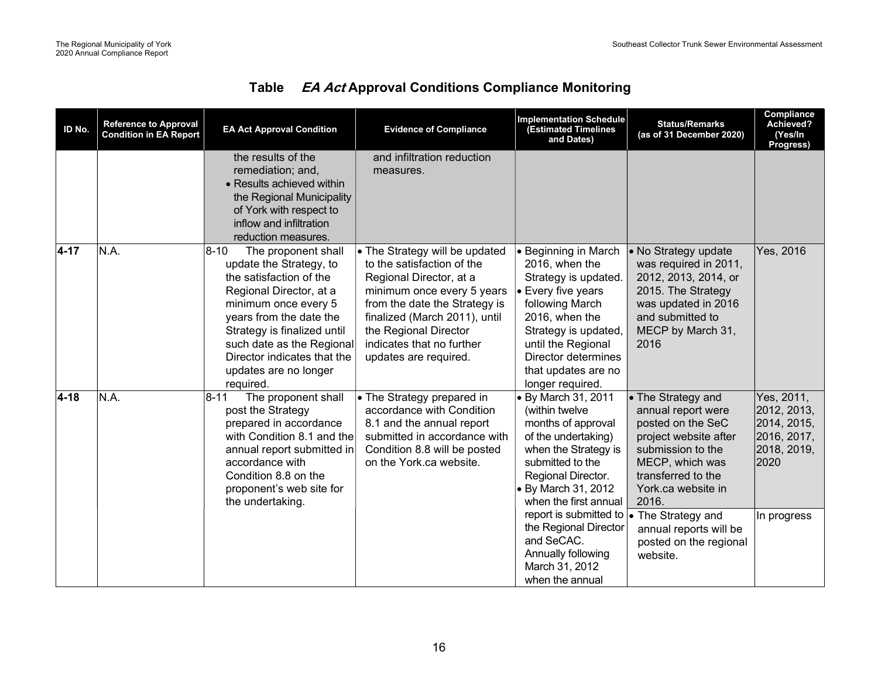## Table *EA Act* Approval Conditions Compliance Monitoring

| ID No. | Reference to Approval Condition in EA Report | EA Act Approval Condition | Evidence of Compliance | Implementation Schedule (Estimated Timelines and Dates) | Status/Remarks (as of 31 December 2020) | Compliance Achieved? (Yes/In Progress) |
|---|---|---|---|---|---|---|
| | | the results of the remediation; and,<br>• Results achieved within the Regional Municipality of York with respect to inflow and infiltration reduction measures. | and infiltration reduction measures. | | | |
| **4-17** | N.A. | 8-10 The proponent shall update the Strategy, to the satisfaction of the Regional Director, at a minimum once every 5 years from the date the Strategy is finalized until such date as the Regional Director indicates that the updates are no longer required. | • The Strategy will be updated to the satisfaction of the Regional Director, at a minimum once every 5 years from the date the Strategy is finalized (March 2011), until the Regional Director indicates that no further updates are required. | • Beginning in March 2016, when the Strategy is updated.<br>• Every five years following March 2016, when the Strategy is updated, until the Regional Director determines that updates are no longer required. | • No Strategy update was required in 2011, 2012, 2013, 2014, or 2015. The Strategy was updated in 2016 and submitted to MECP by March 31, 2016 | Yes, 2016 |
| **4-18** | N.A. | 8-11 The proponent shall post the Strategy prepared in accordance with Condition 8.1 and the annual report submitted in accordance with Condition 8.8 on the proponent's web site for the undertaking. | • The Strategy prepared in accordance with Condition 8.1 and the annual report submitted in accordance with Condition 8.8 will be posted on the York.ca website. | • By March 31, 2011 (within twelve months of approval of the undertaking) when the Strategy is submitted to the Regional Director.<br>• By March 31, 2012 when the first annual report is submitted to the Regional Director and SeCAC. Annually following March 31, 2012 when the annual | • The Strategy and annual report were posted on the SeC project website after submission to the MECP, which was transferred to the York.ca website in 2016.<br>• The Strategy and annual reports will be posted on the regional website. | Yes, 2011, 2012, 2013, 2014, 2015, 2016, 2017, 2018, 2019, 2020<br><br>In progress |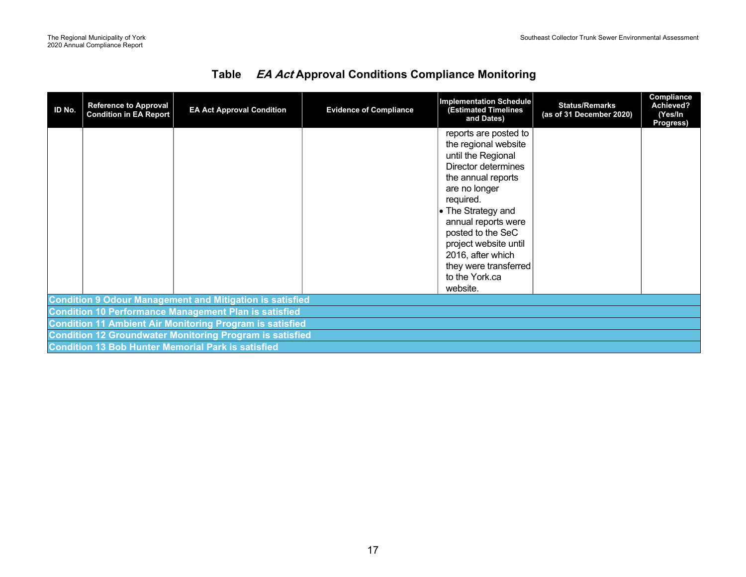## Table *EA Act* Approval Conditions Compliance Monitoring

| ID No. | Reference to Approval Condition in EA Report | EA Act Approval Condition | Evidence of Compliance | Implementation Schedule (Estimated Timelines and Dates) | Status/Remarks (as of 31 December 2020) | Compliance Achieved? (Yes/In Progress) |
|---|---|---|---|---|---|---|
| | | | | reports are posted to the regional website until the Regional Director determines the annual reports are no longer required.<br>• The Strategy and annual reports were posted to the SeC project website until 2016, after which they were transferred to the York.ca website. | | |
| **Condition 9 Odour Management and Mitigation is satisfied** | | | | | | |
| **Condition 10 Performance Management Plan is satisfied** | | | | | | |
| **Condition 11 Ambient Air Monitoring Program is satisfied** | | | | | | |
| **Condition 12 Groundwater Monitoring Program is satisfied** | | | | | | |
| **Condition 13 Bob Hunter Memorial Park is satisfied** | | | | | | |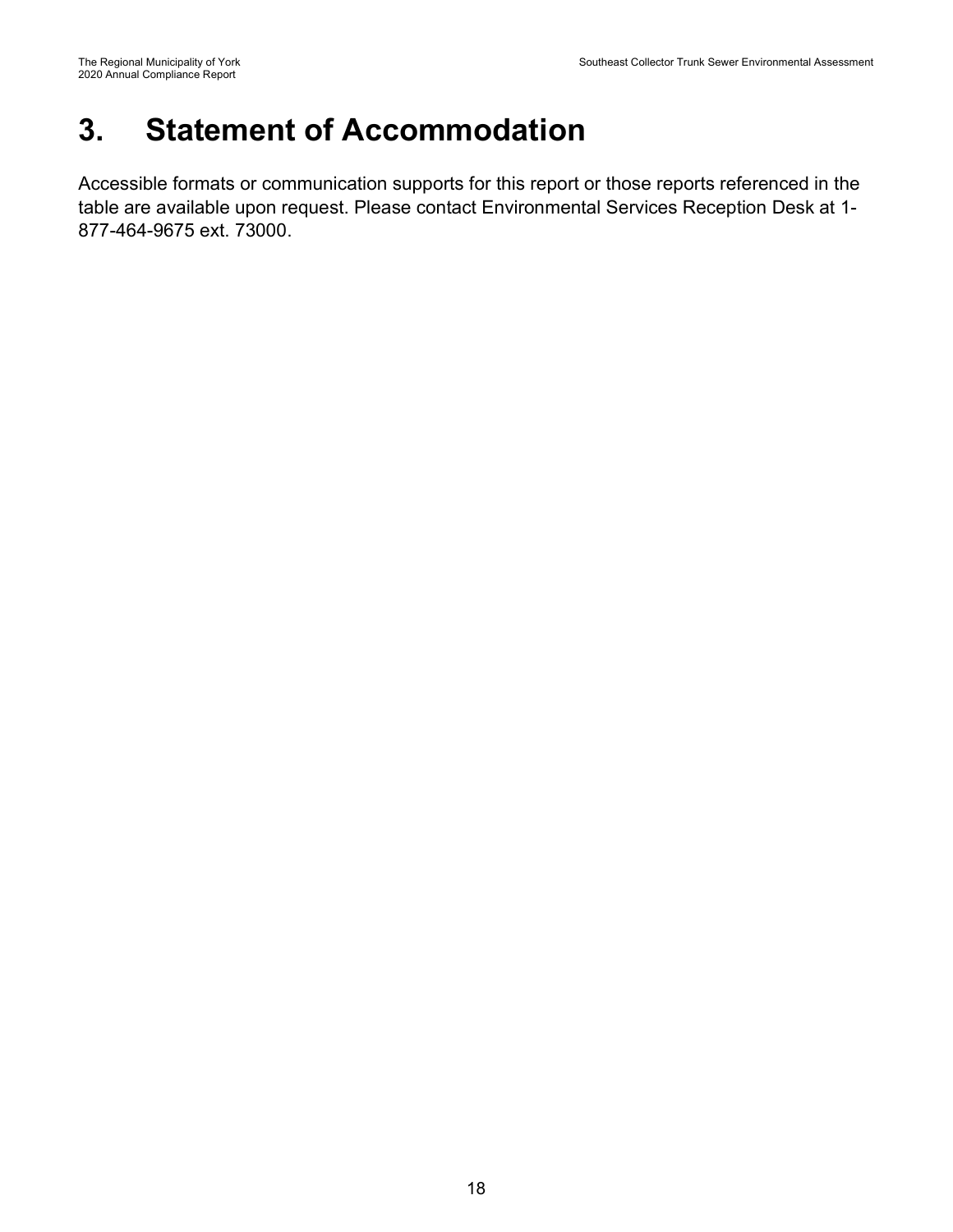# 3. Statement of Accommodation

Accessible formats or communication supports for this report or those reports referenced in the table are available upon request. Please contact Environmental Services Reception Desk at 1-877-464-9675 ext. 73000.